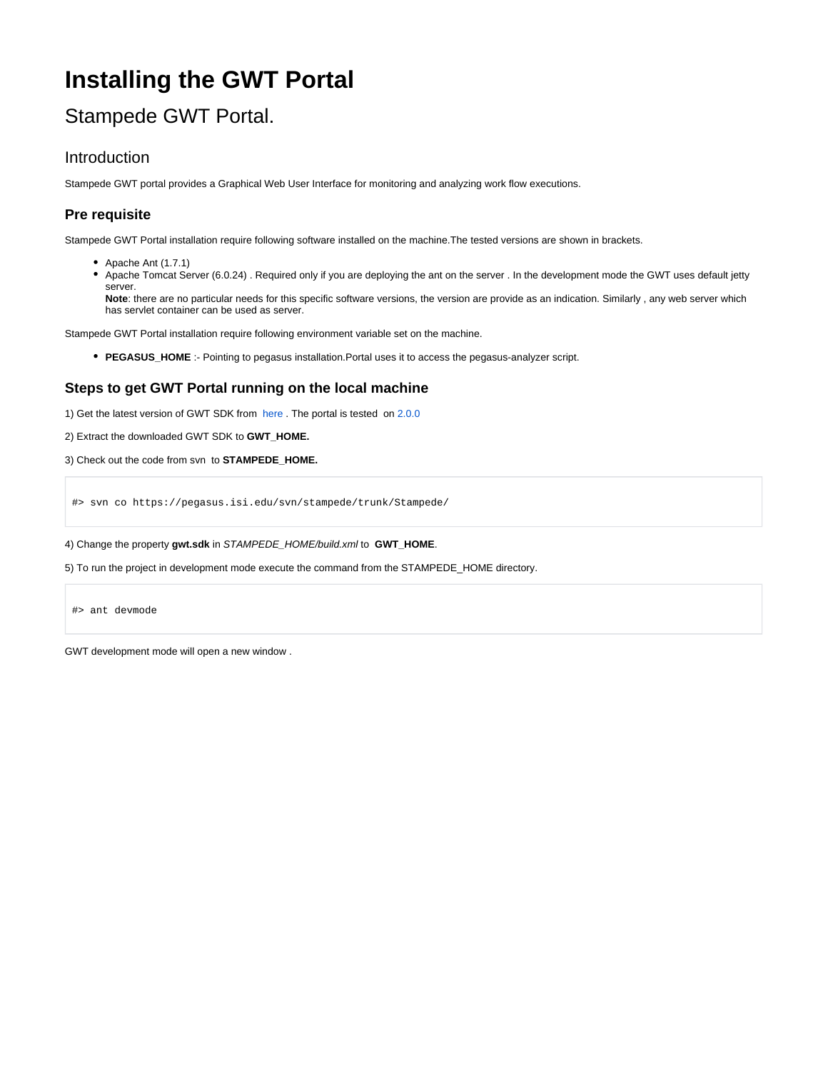# Installing the GWT Portal

## Stampede GWT Portal.

### Introduction

Stampede GWT portal provides a Graphical Web User Interface for monitoring and analyzing work flow executions.

### Pre requisite

Stampede GWT Portal installation require following software installed on the machine.The tested versions are shown in brackets.

- Apache Ant (1.7.1)
- Apache Tomcat Server (6.0.24) . Required only if you are deploying the ant on the server . In the development mode the GWT uses default jetty server.
  **Note**: there are no particular needs for this specific software versions, the version are provide as an indication. Similarly , any web server which has servlet container can be used as server.

Stampede GWT Portal installation require following environment variable set on the machine.

- **PEGASUS_HOME** :- Pointing to pegasus installation.Portal uses it to access the pegasus-analyzer script.

### Steps to get GWT Portal running on the local machine

1) Get the latest version of GWT SDK from here . The portal is tested on 2.0.0

2) Extract the downloaded GWT SDK to **GWT_HOME.**

3) Check out the code from svn to **STAMPEDE_HOME.**

```
#> svn co https://pegasus.isi.edu/svn/stampede/trunk/Stampede/
```

4) Change the property **gwt.sdk** in *STAMPEDE_HOME/build.xml* to **GWT_HOME**.

5) To run the project in development mode execute the command from the STAMPEDE_HOME directory.

```
#> ant devmode
```

GWT development mode will open a new window .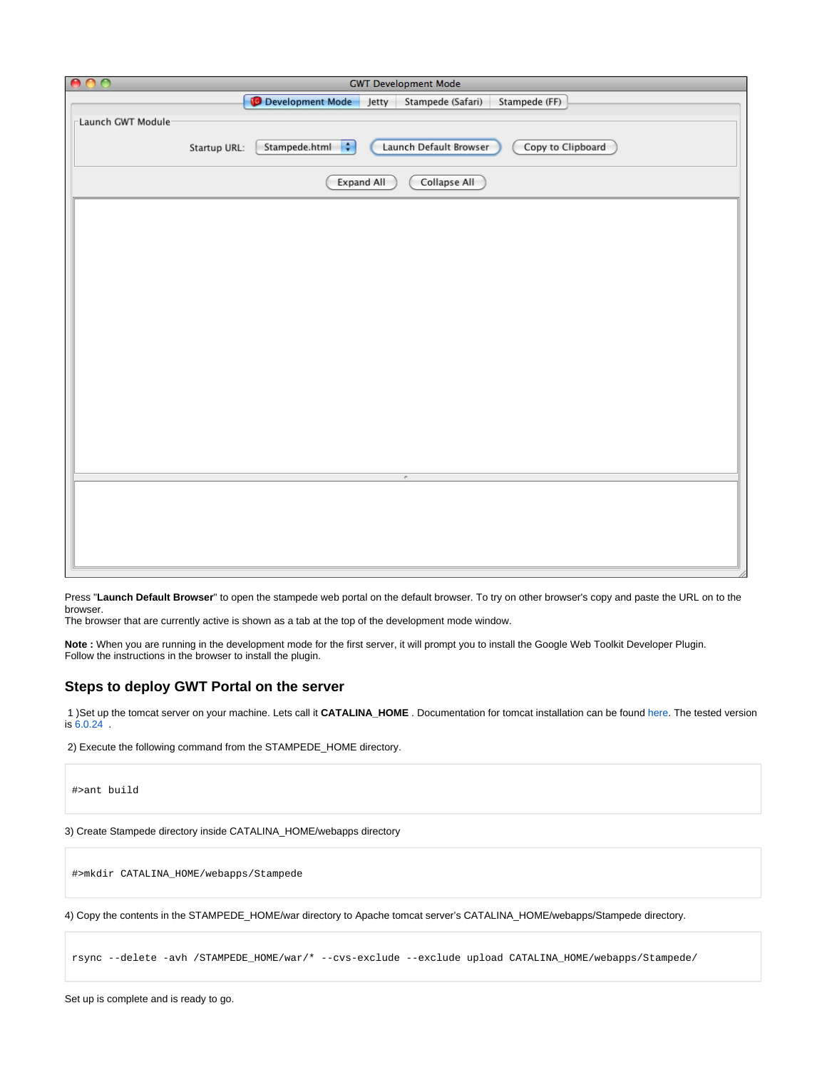Press "**Launch Default Browser**" to open the stampede web portal on the default browser. To try on other browser's copy and paste the URL on to the browser.
The browser that are currently active is shown as a tab at the top of the development mode window.

**Note :** When you are running in the development mode for the first server, it will prompt you to install the Google Web Toolkit Developer Plugin. Follow the instructions in the browser to install the plugin.

## Steps to deploy GWT Portal on the server

1 )Set up the tomcat server on your machine. Lets call it **CATALINA_HOME** . Documentation for tomcat installation can be found here. The tested version is 6.0.24 .

2) Execute the following command from the STAMPEDE_HOME directory.

```
#>ant build
```

3) Create Stampede directory inside CATALINA_HOME/webapps directory

```
#>mkdir CATALINA_HOME/webapps/Stampede
```

4) Copy the contents in the STAMPEDE_HOME/war directory to Apache tomcat server's CATALINA_HOME/webapps/Stampede directory.

```
rsync --delete -avh /STAMPEDE_HOME/war/* --cvs-exclude --exclude upload CATALINA_HOME/webapps/Stampede/
```

Set up is complete and is ready to go.